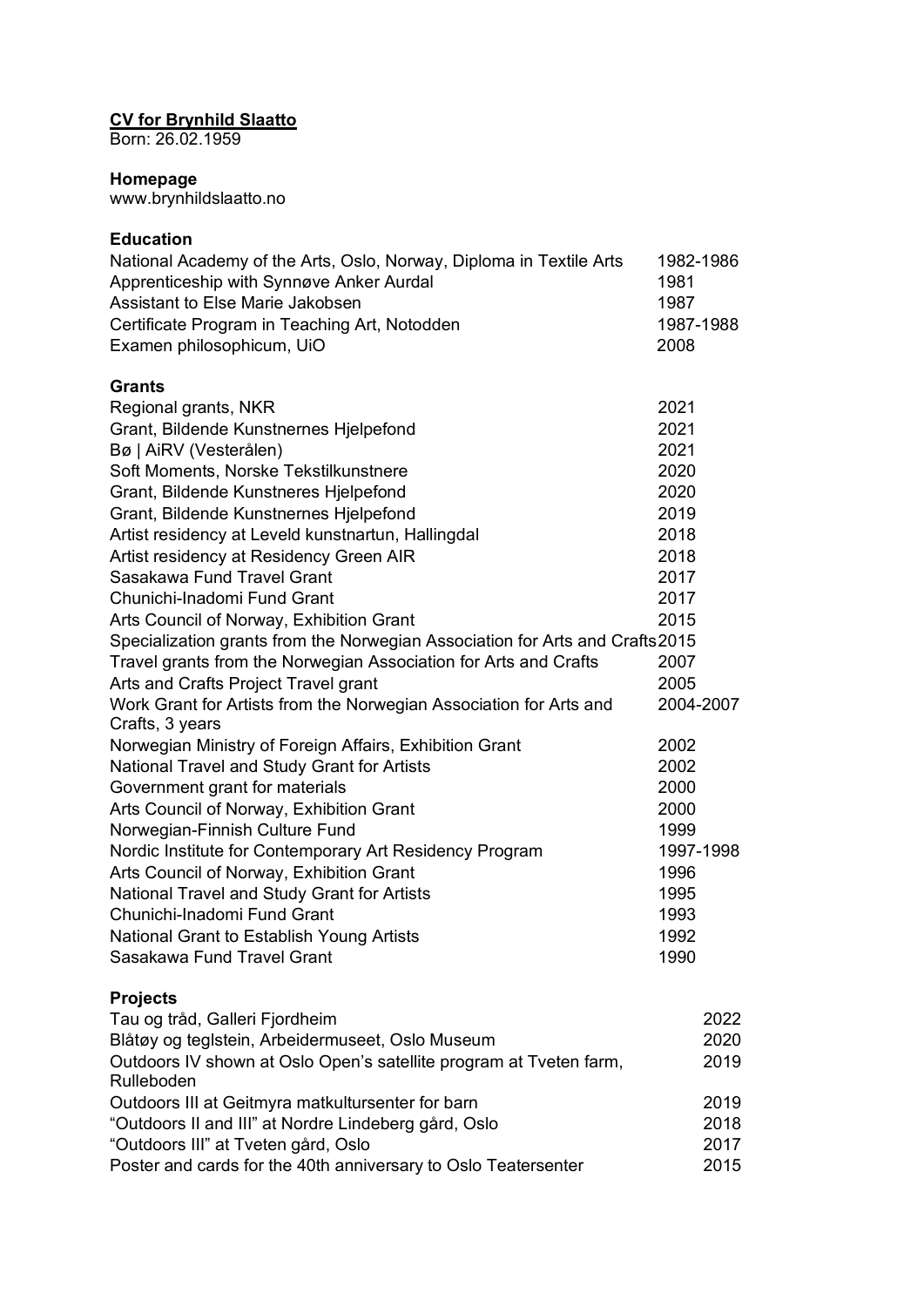**CV for Brynhild Slaatto**
Born: 26.02.1959

**Homepage**
www.brynhildslaatto.no

**Education**

| | |
|---|---|
| National Academy of the Arts, Oslo, Norway, Diploma in Textile Arts | 1982-1986 |
| Apprenticeship with Synnøve Anker Aurdal | 1981 |
| Assistant to Else Marie Jakobsen | 1987 |
| Certificate Program in Teaching Art, Notodden | 1987-1988 |
| Examen philosophicum, UiO | 2008 |

**Grants**

| | |
|---|---|
| Regional grants, NKR | 2021 |
| Grant, Bildende Kunstnernes Hjelpefond | 2021 |
| Bø \| AiRV (Vesterålen) | 2021 |
| Soft Moments, Norske Tekstilkunstnere | 2020 |
| Grant, Bildende Kunstneres Hjelpefond | 2020 |
| Grant, Bildende Kunstnernes Hjelpefond | 2019 |
| Artist residency at Leveld kunstnartun, Hallingdal | 2018 |
| Artist residency at Residency Green AIR | 2018 |
| Sasakawa Fund Travel Grant | 2017 |
| Chunichi-Inadomi Fund Grant | 2017 |
| Arts Council of Norway, Exhibition Grant | 2015 |
| Specialization grants from the Norwegian Association for Arts and Crafts | 2015 |
| Travel grants from the Norwegian Association for Arts and Crafts | 2007 |
| Arts and Crafts Project Travel grant | 2005 |
| Work Grant for Artists from the Norwegian Association for Arts and Crafts, 3 years | 2004-2007 |
| Norwegian Ministry of Foreign Affairs, Exhibition Grant | 2002 |
| National Travel and Study Grant for Artists | 2002 |
| Government grant for materials | 2000 |
| Arts Council of Norway, Exhibition Grant | 2000 |
| Norwegian-Finnish Culture Fund | 1999 |
| Nordic Institute for Contemporary Art Residency Program | 1997-1998 |
| Arts Council of Norway, Exhibition Grant | 1996 |
| National Travel and Study Grant for Artists | 1995 |
| Chunichi-Inadomi Fund Grant | 1993 |
| National Grant to Establish Young Artists | 1992 |
| Sasakawa Fund Travel Grant | 1990 |

**Projects**

| | |
|---|---|
| Tau og tråd, Galleri Fjordheim | 2022 |
| Blåtøy og teglstein, Arbeidermuseet, Oslo Museum | 2020 |
| Outdoors IV shown at Oslo Open's satellite program at Tveten farm, Rulleboden | 2019 |
| Outdoors III at Geitmyra matkultursenter for barn | 2019 |
| "Outdoors II and III" at Nordre Lindeberg gård, Oslo | 2018 |
| "Outdoors III" at Tveten gård, Oslo | 2017 |
| Poster and cards for the 40th anniversary to Oslo Teatersenter | 2015 |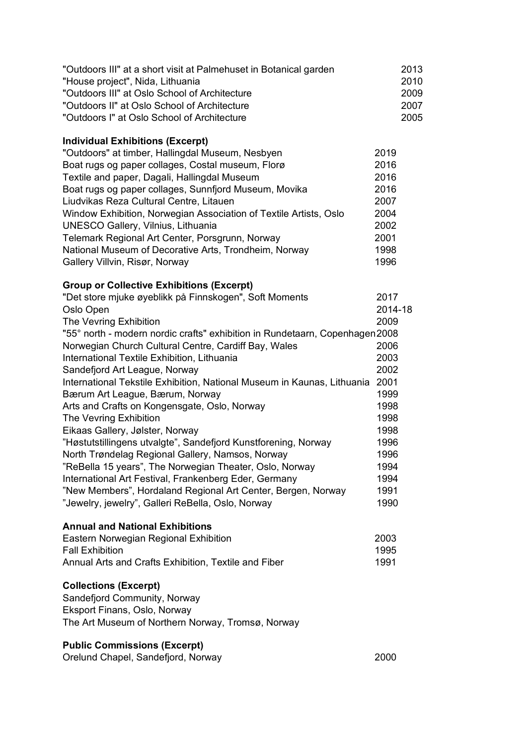| | |
|---|---|
| "Outdoors III" at a short visit at Palmehuset in Botanical garden | 2013 |
| "House project", Nida, Lithuania | 2010 |
| "Outdoors III" at Oslo School of Architecture | 2009 |
| "Outdoors II" at Oslo School of Architecture | 2007 |
| "Outdoors I" at Oslo School of Architecture | 2005 |

**Individual Exhibitions (Excerpt)**

| | |
|---|---|
| "Outdoors" at timber, Hallingdal Museum, Nesbyen | 2019 |
| Boat rugs og paper collages, Costal museum, Florø | 2016 |
| Textile and paper, Dagali, Hallingdal Museum | 2016 |
| Boat rugs og paper collages, Sunnfjord Museum, Movika | 2016 |
| Liudvikas Reza Cultural Centre, Litauen | 2007 |
| Window Exhibition, Norwegian Association of Textile Artists, Oslo | 2004 |
| UNESCO Gallery, Vilnius, Lithuania | 2002 |
| Telemark Regional Art Center, Porsgrunn, Norway | 2001 |
| National Museum of Decorative Arts, Trondheim, Norway | 1998 |
| Gallery Villvin, Risør, Norway | 1996 |

**Group or Collective Exhibitions (Excerpt)**

| | |
|---|---|
| "Det store mjuke øyeblikk på Finnskogen", Soft Moments | 2017 |
| Oslo Open | 2014-18 |
| The Vevring Exhibition | 2009 |
| "55° north - modern nordic crafts" exhibition in Rundetaarn, Copenhagen | 2008 |
| Norwegian Church Cultural Centre, Cardiff Bay, Wales | 2006 |
| International Textile Exhibition, Lithuania | 2003 |
| Sandefjord Art League, Norway | 2002 |
| International Tekstile Exhibition, National Museum in Kaunas, Lithuania | 2001 |
| Bærum Art League, Bærum, Norway | 1999 |
| Arts and Crafts on Kongensgate, Oslo, Norway | 1998 |
| The Vevring Exhibition | 1998 |
| Eikaas Gallery, Jølster, Norway | 1998 |
| "Høstutstillingens utvalgte", Sandefjord Kunstforening, Norway | 1996 |
| North Trøndelag Regional Gallery, Namsos, Norway | 1996 |
| "ReBella 15 years", The Norwegian Theater, Oslo, Norway | 1994 |
| International Art Festival, Frankenberg Eder, Germany | 1994 |
| "New Members", Hordaland Regional Art Center, Bergen, Norway | 1991 |
| "Jewelry, jewelry", Galleri ReBella, Oslo, Norway | 1990 |

**Annual and National Exhibitions**

| | |
|---|---|
| Eastern Norwegian Regional Exhibition | 2003 |
| Fall Exhibition | 1995 |
| Annual Arts and Crafts Exhibition, Textile and Fiber | 1991 |

**Collections (Excerpt)**

Sandefjord Community, Norway
Eksport Finans, Oslo, Norway
The Art Museum of Northern Norway, Tromsø, Norway

**Public Commissions (Excerpt)**

| | |
|---|---|
| Orelund Chapel, Sandefjord, Norway | 2000 |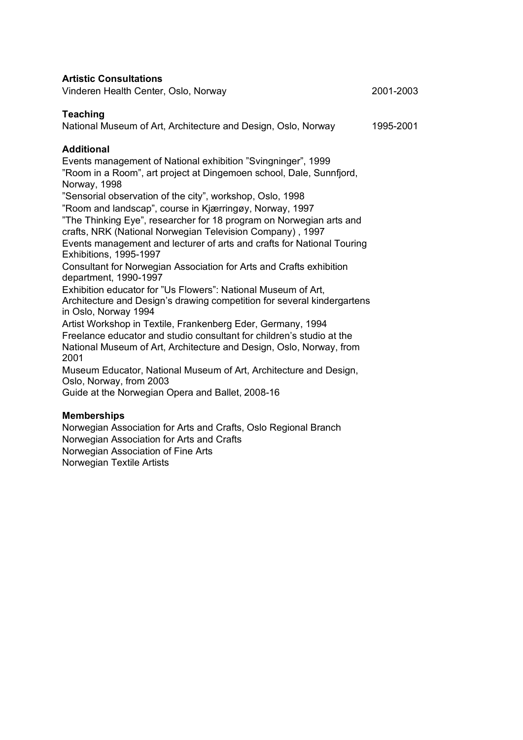**Artistic Consultations**

Vinderen Health Center, Oslo, Norway 2001-2003

**Teaching**

National Museum of Art, Architecture and Design, Oslo, Norway 1995-2001

**Additional**

Events management of National exhibition ”Svingninger”, 1999
”Room in a Room”, art project at Dingemoen school, Dale, Sunnfjord, Norway, 1998
”Sensorial observation of the city”, workshop, Oslo, 1998
”Room and landscap”, course in Kjærringøy, Norway, 1997
”The Thinking Eye”, researcher for 18 program on Norwegian arts and crafts, NRK (National Norwegian Television Company) , 1997
Events management and lecturer of arts and crafts for National Touring Exhibitions, 1995-1997
Consultant for Norwegian Association for Arts and Crafts exhibition department, 1990-1997
Exhibition educator for ”Us Flowers”: National Museum of Art, Architecture and Design's drawing competition for several kindergartens in Oslo, Norway 1994
Artist Workshop in Textile, Frankenberg Eder, Germany, 1994
Freelance educator and studio consultant for children's studio at the National Museum of Art, Architecture and Design, Oslo, Norway, from 2001
Museum Educator, National Museum of Art, Architecture and Design, Oslo, Norway, from 2003
Guide at the Norwegian Opera and Ballet, 2008-16

**Memberships**

Norwegian Association for Arts and Crafts, Oslo Regional Branch
Norwegian Association for Arts and Crafts
Norwegian Association of Fine Arts
Norwegian Textile Artists